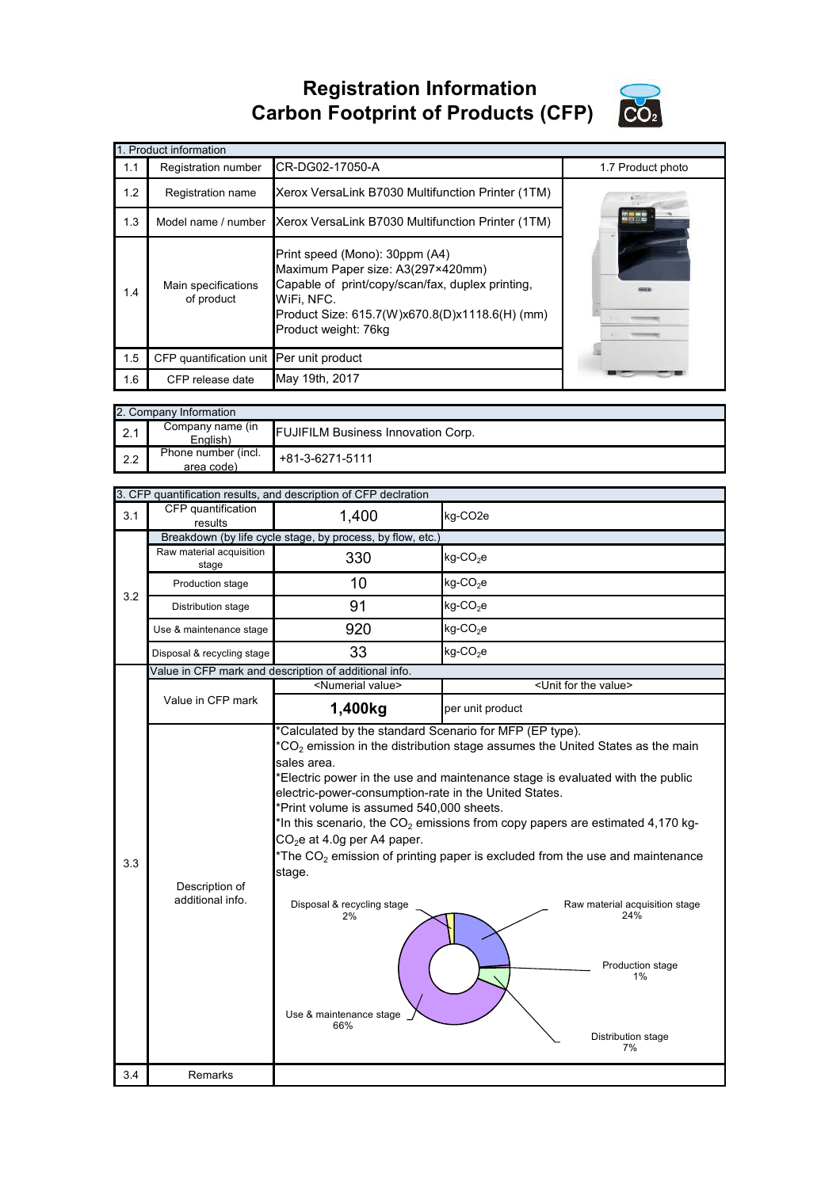# Registration Information
# Carbon Footprint of Products (CFP)

| 1. Product information | | | |
|---|---|---|---|
| 1.1 | Registration number | CR-DG02-17050-A | 1.7 Product photo |
| 1.2 | Registration name | Xerox VersaLink B7030 Multifunction Printer (1TM) | |
| 1.3 | Model name / number | Xerox VersaLink B7030 Multifunction Printer (1TM) | |
| 1.4 | Main specifications of product | Print speed (Mono): 30ppm (A4)<br>Maximum Paper size: A3(297×420mm)<br>Capable of print/copy/scan/fax, duplex printing, WiFi, NFC.<br>Product Size: 615.7(W)x670.8(D)x1118.6(H) (mm)<br>Product weight: 76kg | |
| 1.5 | CFP quantification unit | Per unit product | |
| 1.6 | CFP release date | May 19th, 2017 | |

| 2. Company Information | | |
|---|---|---|
| 2.1 | Company name (in English) | FUJIFILM Business Innovation Corp. |
| 2.2 | Phone number (incl. area code) | +81-3-6271-5111 |

| 3. CFP quantification results, and description of CFP declration | | | |
|---|---|---|---|
| 3.1 | CFP quantification results | 1,400 | kg-CO2e |
| 3.2 | Breakdown (by life cycle stage, by process, by flow, etc.) | | |
| | Raw material acquisition stage | 330 | kg-$CO_2$e |
| | Production stage | 10 | kg-$CO_2$e |
| | Distribution stage | 91 | kg-$CO_2$e |
| | Use & maintenance stage | 920 | kg-$CO_2$e |
| | Disposal & recycling stage | 33 | kg-$CO_2$e |
| 3.3 | Value in CFP mark and description of additional info. | | |
| | Value in CFP mark | <Numerial value> **1,400kg** | <Unit for the value> per unit product |
| | Description of additional info. | *Calculated by the standard Scenario for MFP (EP type).<br>*$CO_2$ emission in the distribution stage assumes the United States as the main sales area.<br>*Electric power in the use and maintenance stage is evaluated with the public electric-power-consumption-rate in the United States.<br>*Print volume is assumed 540,000 sheets.<br>*In this scenario, the $CO_2$ emissions from copy papers are estimated 4,170 kg-$CO_2$e at 4.0g per A4 paper.<br>*The $CO_2$ emission of printing paper is excluded from the use and maintenance stage. | |
| 3.4 | Remarks | | |

Disposal & recycling stage 2%
Raw material acquisition stage 24%
Production stage 1%
Distribution stage 7%
Use & maintenance stage 66%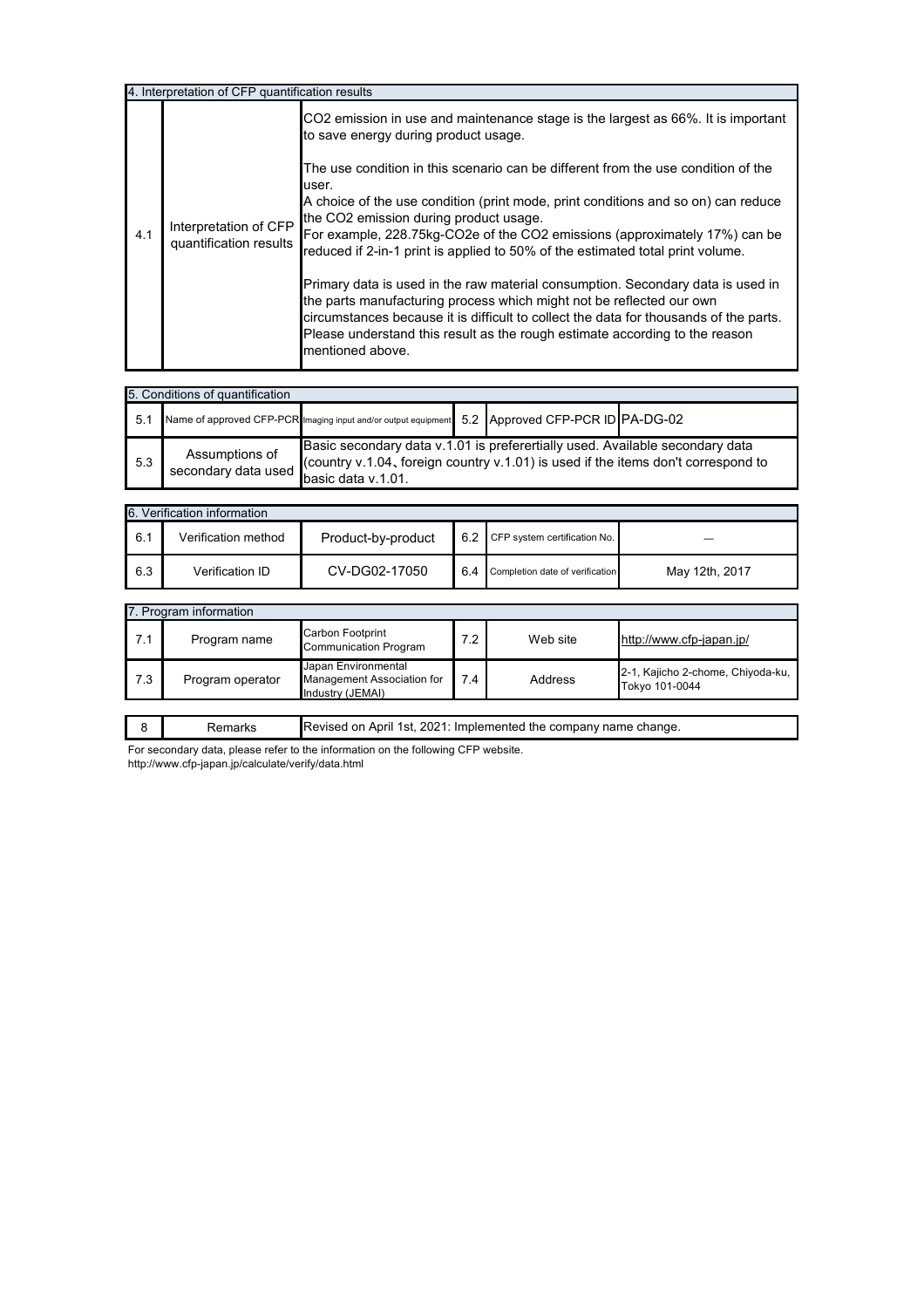| 4. Interpretation of CFP quantification results | | |
|---|---|---|
| 4.1 | Interpretation of CFP quantification results | $CO_2$ emission in use and maintenance stage is the largest as 66%. It is important to save energy during product usage.<br><br>The use condition in this scenario can be different from the use condition of the user.<br>A choice of the use condition (print mode, print conditions and so on) can reduce the $CO_2$ emission during product usage.<br>For example, 228.75kg-$CO_2$e of the $CO_2$ emissions (approximately 17%) can be reduced if 2-in-1 print is applied to 50% of the estimated total print volume.<br><br>Primary data is used in the raw material consumption. Secondary data is used in the parts manufacturing process which might not be reflected our own circumstances because it is difficult to collect the data for thousands of the parts. Please understand this result as the rough estimate according to the reason mentioned above. |

| 5. Conditions of quantification | | | | | |
|---|---|---|---|---|---|
| 5.1 | Name of approved CFP-PCR | Imaging input and/or output equipment | 5.2 | Approved CFP-PCR ID | PA-DG-02 |
| 5.3 | Assumptions of secondary data used | Basic secondary data v.1.01 is preferertially used. Available secondary data (country v.1.04、foreign country v.1.01) is used if the items don't correspond to basic data v.1.01. | | | |

| 6. Verification information | | | | | |
|---|---|---|---|---|---|
| 6.1 | Verification method | Product-by-product | 6.2 | CFP system certification No. | — |
| 6.3 | Verification ID | CV-DG02-17050 | 6.4 | Completion date of verification | May 12th, 2017 |

| 7. Program information | | | | | |
|---|---|---|---|---|---|
| 7.1 | Program name | Carbon Footprint Communication Program | 7.2 | Web site | http://www.cfp-japan.jp/ |
| 7.3 | Program operator | Japan Environmental Management Association for Industry (JEMAI) | 7.4 | Address | 2-1, Kajicho 2-chome, Chiyoda-ku, Tokyo 101-0044 |

| | | |
|---|---|---|
| 8 | Remarks | Revised on April 1st, 2021: Implemented the company name change. |

For secondary data, please refer to the information on the following CFP website.
http://www.cfp-japan.jp/calculate/verify/data.html